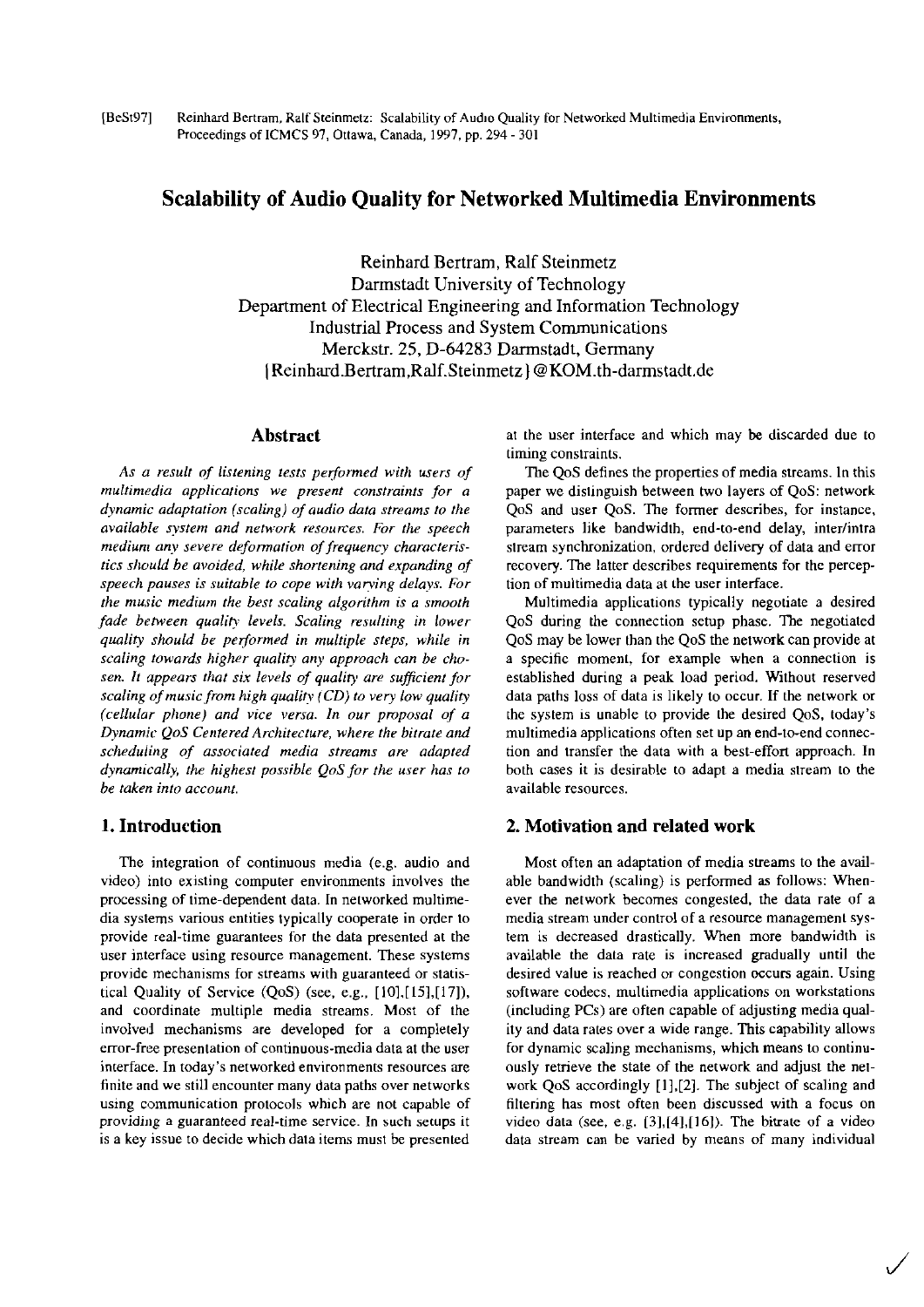[BeSt97] Reinhard Bertram, Ralf Steinmetz: Scalability of Audio Quality for Networked Multimedia Environments, Proceedings of ICMCS 97, Ottawa, Canada, 1997, pp. 294 - 301

# Scalability of Audio Quality for Networked Multimedia Environments

Reinhard Bertram, Ralf Steinmetz
Darmstadt University of Technology
Department of Electrical Engineering and Information Technology
Industrial Process and System Communications
Merckstr. 25, D-64283 Darmstadt, Germany
{Reinhard.Bertram,Ralf.Steinmetz}@KOM.th-darmstadt.de

## Abstract

*As a result of listening tests performed with users of multimedia applications we present constraints for a dynamic adaptation (scaling) of audio data streams to the available system and network resources. For the speech medium any severe deformation of frequency characteristics should be avoided, while shortening and expanding of speech pauses is suitable to cope with varying delays. For the music medium the best scaling algorithm is a smooth fade between quality levels. Scaling resulting in lower quality should be performed in multiple steps, while in scaling towards higher quality any approach can be chosen. It appears that six levels of quality are sufficient for scaling of music from high quality (CD) to very low quality (cellular phone) and vice versa. In our proposal of a Dynamic QoS Centered Architecture, where the bitrate and scheduling of associated media streams are adapted dynamically, the highest possible QoS for the user has to be taken into account.*

## 1. Introduction

The integration of continuous media (e.g. audio and video) into existing computer environments involves the processing of time-dependent data. In networked multimedia systems various entities typically cooperate in order to provide real-time guarantees for the data presented at the user interface using resource management. These systems provide mechanisms for streams with guaranteed or statistical Quality of Service (QoS) (see, e.g., [10],[15],[17]), and coordinate multiple media streams. Most of the involved mechanisms are developed for a completely error-free presentation of continuous-media data at the user interface. In today's networked environments resources are finite and we still encounter many data paths over networks using communication protocols which are not capable of providing a guaranteed real-time service. In such setups it is a key issue to decide which data items must be presented at the user interface and which may be discarded due to timing constraints.

The QoS defines the properties of media streams. In this paper we distinguish between two layers of QoS: network QoS and user QoS. The former describes, for instance, parameters like bandwidth, end-to-end delay, inter/intra stream synchronization, ordered delivery of data and error recovery. The latter describes requirements for the perception of multimedia data at the user interface.

Multimedia applications typically negotiate a desired QoS during the connection setup phase. The negotiated QoS may be lower than the QoS the network can provide at a specific moment, for example when a connection is established during a peak load period. Without reserved data paths loss of data is likely to occur. If the network or the system is unable to provide the desired QoS, today's multimedia applications often set up an end-to-end connection and transfer the data with a best-effort approach. In both cases it is desirable to adapt a media stream to the available resources.

## 2. Motivation and related work

Most often an adaptation of media streams to the available bandwidth (scaling) is performed as follows: Whenever the network becomes congested, the data rate of a media stream under control of a resource management system is decreased drastically. When more bandwidth is available the data rate is increased gradually until the desired value is reached or congestion occurs again. Using software codecs, multimedia applications on workstations (including PCs) are often capable of adjusting media quality and data rates over a wide range. This capability allows for dynamic scaling mechanisms, which means to continuously retrieve the state of the network and adjust the network QoS accordingly [1],[2]. The subject of scaling and filtering has most often been discussed with a focus on video data (see, e.g. [3],[4],[16]). The bitrate of a video data stream can be varied by means of many individual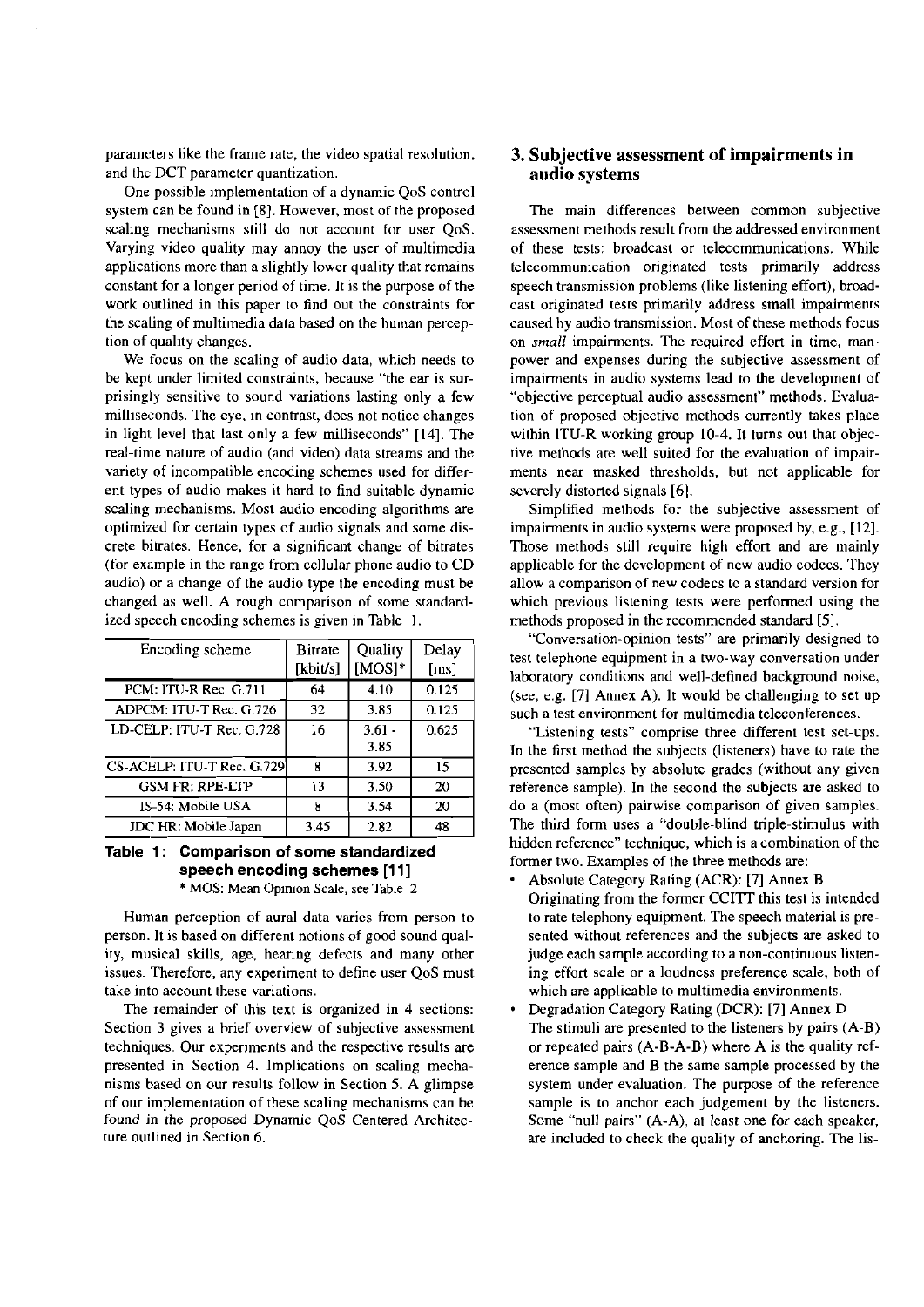parameters like the frame rate, the video spatial resolution, and the DCT parameter quantization.

One possible implementation of a dynamic QoS control system can be found in [8]. However, most of the proposed scaling mechanisms still do not account for user QoS. Varying video quality may annoy the user of multimedia applications more than a slightly lower quality that remains constant for a longer period of time. It is the purpose of the work outlined in this paper to find out the constraints for the scaling of multimedia data based on the human perception of quality changes.

We focus on the scaling of audio data, which needs to be kept under limited constraints, because "the ear is surprisingly sensitive to sound variations lasting only a few milliseconds. The eye, in contrast, does not notice changes in light level that last only a few milliseconds" [14]. The real-time nature of audio (and video) data streams and the variety of incompatible encoding schemes used for different types of audio makes it hard to find suitable dynamic scaling mechanisms. Most audio encoding algorithms are optimized for certain types of audio signals and some discrete bitrates. Hence, for a significant change of bitrates (for example in the range from cellular phone audio to CD audio) or a change of the audio type the encoding must be changed as well. A rough comparison of some standardized speech encoding schemes is given in Table 1.

| Encoding scheme | Bitrate [kbit/s] | Quality [MOS]* | Delay [ms] |
|---|---|---|---|
| PCM: ITU-R Rec. G.711 | 64 | 4.10 | 0.125 |
| ADPCM: ITU-T Rec. G.726 | 32 | 3.85 | 0.125 |
| LD-CELP: ITU-T Rec. G.728 | 16 | 3.61 - 3.85 | 0.625 |
| CS-ACELP: ITU-T Rec. G.729 | 8 | 3.92 | 15 |
| GSM FR: RPE-LTP | 13 | 3.50 | 20 |
| IS-54: Mobile USA | 8 | 3.54 | 20 |
| JDC HR: Mobile Japan | 3.45 | 2.82 | 48 |

**Table 1: Comparison of some standardized speech encoding schemes [11]**
\* MOS: Mean Opinion Scale, see Table 2

Human perception of aural data varies from person to person. It is based on different notions of good sound quality, musical skills, age, hearing defects and many other issues. Therefore, any experiment to define user QoS must take into account these variations.

The remainder of this text is organized in 4 sections: Section 3 gives a brief overview of subjective assessment techniques. Our experiments and the respective results are presented in Section 4. Implications on scaling mechanisms based on our results follow in Section 5. A glimpse of our implementation of these scaling mechanisms can be found in the proposed Dynamic QoS Centered Architecture outlined in Section 6.

## 3. Subjective assessment of impairments in audio systems

The main differences between common subjective assessment methods result from the addressed environment of these tests: broadcast or telecommunications. While telecommunication originated tests primarily address speech transmission problems (like listening effort), broadcast originated tests primarily address small impairments caused by audio transmission. Most of these methods focus on *small* impairments. The required effort in time, manpower and expenses during the subjective assessment of impairments in audio systems lead to the development of "objective perceptual audio assessment" methods. Evaluation of proposed objective methods currently takes place within ITU-R working group 10-4. It turns out that objective methods are well suited for the evaluation of impairments near masked thresholds, but not applicable for severely distorted signals [6].

Simplified methods for the subjective assessment of impairments in audio systems were proposed by, e.g., [12]. Those methods still require high effort and are mainly applicable for the development of new audio codecs. They allow a comparison of new codecs to a standard version for which previous listening tests were performed using the methods proposed in the recommended standard [5].

"Conversation-opinion tests" are primarily designed to test telephone equipment in a two-way conversation under laboratory conditions and well-defined background noise, (see, e.g. [7] Annex A). It would be challenging to set up such a test environment for multimedia teleconferences.

"Listening tests" comprise three different test set-ups. In the first method the subjects (listeners) have to rate the presented samples by absolute grades (without any given reference sample). In the second the subjects are asked to do a (most often) pairwise comparison of given samples. The third form uses a "double-blind triple-stimulus with hidden reference" technique, which is a combination of the former two. Examples of the three methods are:

- Absolute Category Rating (ACR): [7] Annex B
  Originating from the former CCITT this test is intended to rate telephony equipment. The speech material is presented without references and the subjects are asked to judge each sample according to a non-continuous listening effort scale or a loudness preference scale, both of which are applicable to multimedia environments.
- Degradation Category Rating (DCR): [7] Annex D
  The stimuli are presented to the listeners by pairs (A-B) or repeated pairs (A-B-A-B) where A is the quality reference sample and B the same sample processed by the system under evaluation. The purpose of the reference sample is to anchor each judgement by the listeners. Some "null pairs" (A-A), at least one for each speaker, are included to check the quality of anchoring. The lis-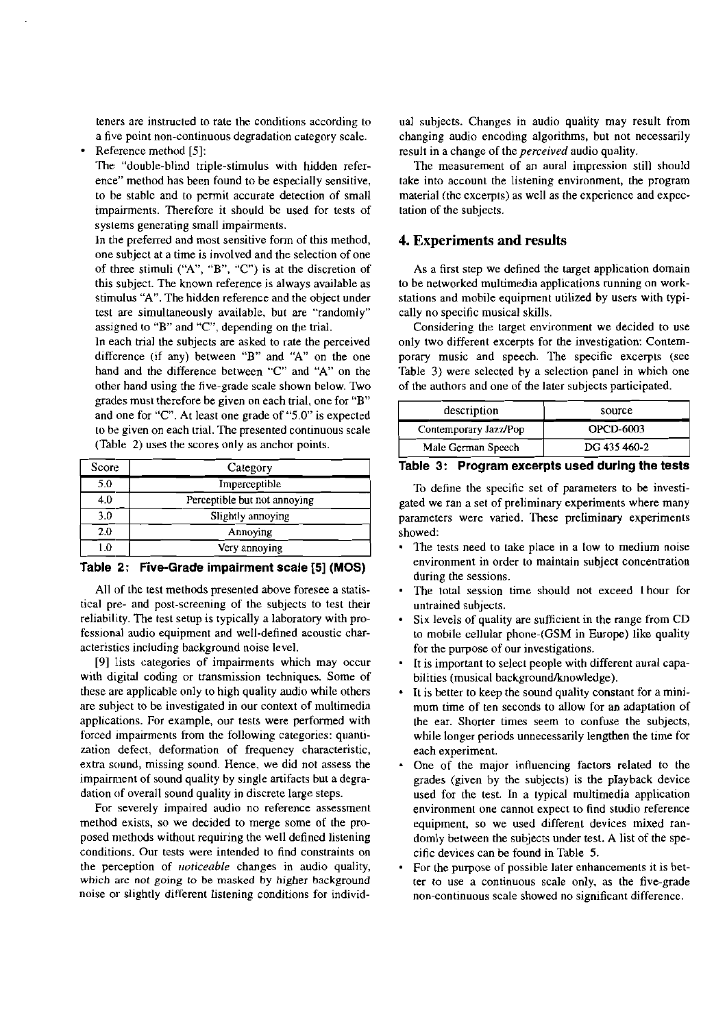teners are instructed to rate the conditions according to a five point non-continuous degradation category scale.

- Reference method [5]:

  The "double-blind triple-stimulus with hidden reference" method has been found to be especially sensitive, to be stable and to permit accurate detection of small impairments. Therefore it should be used for tests of systems generating small impairments.

  In the preferred and most sensitive form of this method, one subject at a time is involved and the selection of one of three stimuli ("A", "B", "C") is at the discretion of this subject. The known reference is always available as stimulus "A". The hidden reference and the object under test are simultaneously available, but are "randomly" assigned to "B" and "C", depending on the trial.

  In each trial the subjects are asked to rate the perceived difference (if any) between "B" and "A" on the one hand and the difference between "C" and "A" on the other hand using the five-grade scale shown below. Two grades must therefore be given on each trial, one for "B" and one for "C". At least one grade of "5.0" is expected to be given on each trial. The presented continuous scale (Table 2) uses the scores only as anchor points.

| Score | Category |
|---|---|
| 5.0 | Imperceptible |
| 4.0 | Perceptible but not annoying |
| 3.0 | Slightly annoying |
| 2.0 | Annoying |
| 1.0 | Very annoying |

**Table 2: Five-Grade impairment scale [5] (MOS)**

All of the test methods presented above foresee a statistical pre- and post-screening of the subjects to test their reliability. The test setup is typically a laboratory with professional audio equipment and well-defined acoustic characteristics including background noise level.

[9] lists categories of impairments which may occur with digital coding or transmission techniques. Some of these are applicable only to high quality audio while others are subject to be investigated in our context of multimedia applications. For example, our tests were performed with forced impairments from the following categories: quantization defect, deformation of frequency characteristic, extra sound, missing sound. Hence, we did not assess the impairment of sound quality by single artifacts but a degradation of overall sound quality in discrete large steps.

For severely impaired audio no reference assessment method exists, so we decided to merge some of the proposed methods without requiring the well defined listening conditions. Our tests were intended to find constraints on the perception of *noticeable* changes in audio quality, which are not going to be masked by higher background noise or slightly different listening conditions for individual subjects. Changes in audio quality may result from changing audio encoding algorithms, but not necessarily result in a change of the *perceived* audio quality.

The measurement of an aural impression still should take into account the listening environment, the program material (the excerpts) as well as the experience and expectation of the subjects.

## 4. Experiments and results

As a first step we defined the target application domain to be networked multimedia applications running on workstations and mobile equipment utilized by users with typically no specific musical skills.

Considering the target environment we decided to use only two different excerpts for the investigation: Contemporary music and speech. The specific excerpts (see Table 3) were selected by a selection panel in which one of the authors and one of the later subjects participated.

| description | source |
|---|---|
| Contemporary Jazz/Pop | OPCD-6003 |
| Male German Speech | DG 435 460-2 |

**Table 3: Program excerpts used during the tests**

To define the specific set of parameters to be investigated we ran a set of preliminary experiments where many parameters were varied. These preliminary experiments showed:

- The tests need to take place in a low to medium noise environment in order to maintain subject concentration during the sessions.
- The total session time should not exceed 1 hour for untrained subjects.
- Six levels of quality are sufficient in the range from CD to mobile cellular phone-(GSM in Europe) like quality for the purpose of our investigations.
- It is important to select people with different aural capabilities (musical background/knowledge).
- It is better to keep the sound quality constant for a minimum time of ten seconds to allow for an adaptation of the ear. Shorter times seem to confuse the subjects, while longer periods unnecessarily lengthen the time for each experiment.
- One of the major influencing factors related to the grades (given by the subjects) is the playback device used for the test. In a typical multimedia application environment one cannot expect to find studio reference equipment, so we used different devices mixed randomly between the subjects under test. A list of the specific devices can be found in Table 5.
- For the purpose of possible later enhancements it is better to use a continuous scale only, as the five-grade non-continuous scale showed no significant difference.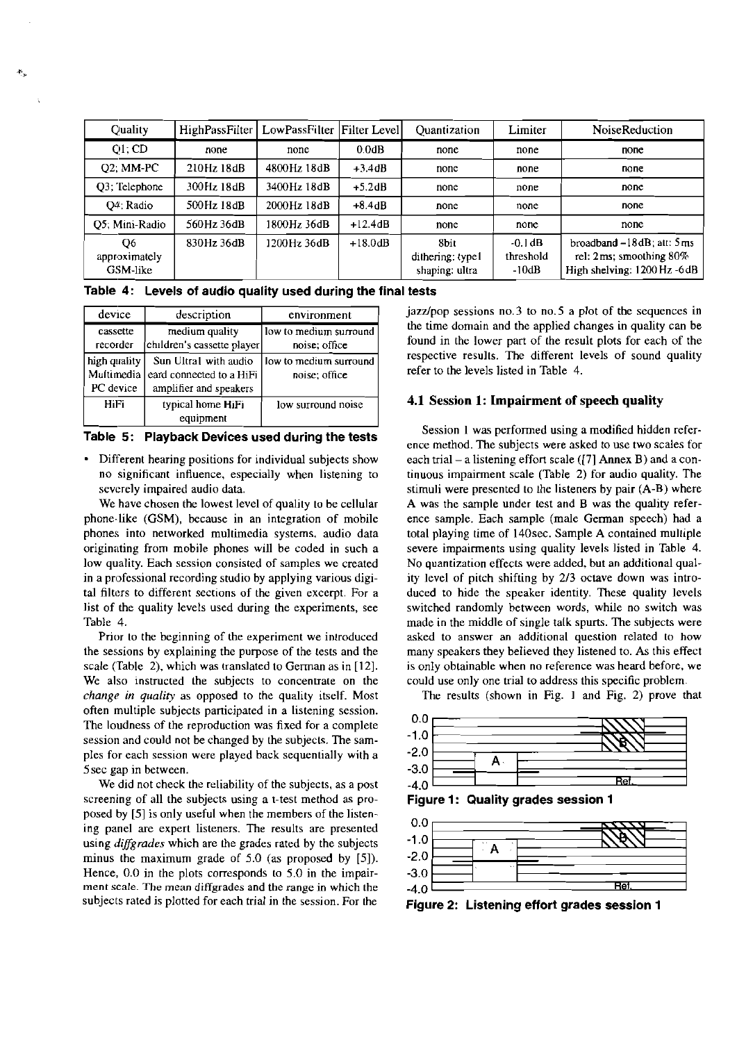| Quality | HighPassFilter | LowPassFilter | Filter Level | Quantization | Limiter | NoiseReduction |
|---|---|---|---|---|---|---|
| Q1; CD | none | none | 0.0dB | none | none | none |
| Q2; MM-PC | 210Hz 18dB | 4800Hz 18dB | +3.4dB | none | none | none |
| Q3; Telephone | 300Hz 18dB | 3400Hz 18dB | +5.2dB | none | none | none |
| Q4; Radio | 500Hz 18dB | 2000Hz 18dB | +8.4dB | none | none | none |
| Q5; Mini-Radio | 560Hz 36dB | 1800Hz 36dB | +12.4dB | none | none | none |
| Q6 approximately GSM-like | 830Hz 36dB | 1200Hz 36dB | +18.0dB | 8bit dithering: type1 shaping: ultra | -0.1dB threshold -10dB | broadband -18dB; att: 5ms rel: 2ms; smoothing 80% High shelving: 1200Hz -6dB |

**Table 4: Levels of audio quality used during the final tests**

| device | description | environment |
|---|---|---|
| cassette recorder | medium quality children's cassette player | low to medium surround noise; office |
| high quality Multimedia PC device | Sun Ultra1 with audio card connected to a HiFi amplifier and speakers | low to medium surround noise; office |
| HiFi | typical home HiFi equipment | low surround noise |

**Table 5: Playback Devices used during the tests**

- Different hearing positions for individual subjects show no significant influence, especially when listening to severely impaired audio data.

We have chosen the lowest level of quality to be cellular phone-like (GSM), because in an integration of mobile phones into networked multimedia systems, audio data originating from mobile phones will be coded in such a low quality. Each session consisted of samples we created in a professional recording studio by applying various digital filters to different sections of the given excerpt. For a list of the quality levels used during the experiments, see Table 4.

Prior to the beginning of the experiment we introduced the sessions by explaining the purpose of the tests and the scale (Table 2), which was translated to German as in [12]. We also instructed the subjects to concentrate on the *change in quality* as opposed to the quality itself. Most often multiple subjects participated in a listening session. The loudness of the reproduction was fixed for a complete session and could not be changed by the subjects. The samples for each session were played back sequentially with a 5sec gap in between.

We did not check the reliability of the subjects, as a post screening of all the subjects using a t-test method as proposed by [5] is only useful when the members of the listening panel are expert listeners. The results are presented using *diffgrades* which are the grades rated by the subjects minus the maximum grade of 5.0 (as proposed by [5]). Hence, 0.0 in the plots corresponds to 5.0 in the impairment scale. The mean diffgrades and the range in which the subjects rated is plotted for each trial in the session. For the jazz/pop sessions no.3 to no.5 a plot of the sequences in the time domain and the applied changes in quality can be found in the lower part of the result plots for each of the respective results. The different levels of sound quality refer to the levels listed in Table 4.

### 4.1 Session 1: Impairment of speech quality

Session 1 was performed using a modified hidden reference method. The subjects were asked to use two scales for each trial – a listening effort scale ([7] Annex B) and a continuous impairment scale (Table 2) for audio quality. The stimuli were presented to the listeners by pair (A-B) where A was the sample under test and B was the quality reference sample. Each sample (male German speech) had a total playing time of 140sec. Sample A contained multiple severe impairments using quality levels listed in Table 4. No quantization effects were added, but an additional quality level of pitch shifting by 2/3 octave down was introduced to hide the speaker identity. These quality levels switched randomly between words, while no switch was made in the middle of single talk spurts. The subjects were asked to answer an additional question related to how many speakers they believed they listened to. As this effect is only obtainable when no reference was heard before, we could use only one trial to address this specific problem.

The results (shown in Fig. 1 and Fig. 2) prove that

**Figure 1: Quality grades session 1**

**Figure 2: Listening effort grades session 1**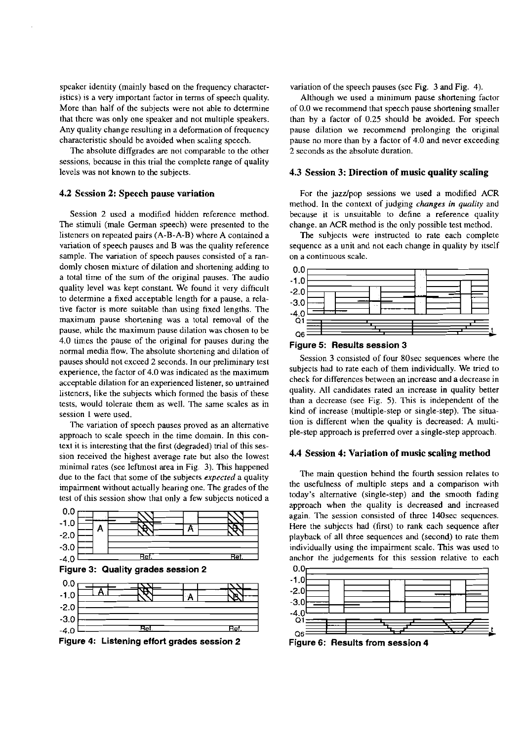speaker identity (mainly based on the frequency characteristics) is a very important factor in terms of speech quality. More than half of the subjects were not able to determine that there was only one speaker and not multiple speakers. Any quality change resulting in a deformation of frequency characteristic should be avoided when scaling speech.

The absolute diffgrades are not comparable to the other sessions, because in this trial the complete range of quality levels was not known to the subjects.

### 4.2 Session 2: Speech pause variation

Session 2 used a modified hidden reference method. The stimuli (male German speech) were presented to the listeners on repeated pairs (A-B-A-B) where A contained a variation of speech pauses and B was the quality reference sample. The variation of speech pauses consisted of a randomly chosen mixture of dilation and shortening adding to a total time of the sum of the original pauses. The audio quality level was kept constant. We found it very difficult to determine a fixed acceptable length for a pause, a relative factor is more suitable than using fixed lengths. The maximum pause shortening was a total removal of the pause, while the maximum pause dilation was chosen to be 4.0 times the pause of the original for pauses during the normal media flow. The absolute shortening and dilation of pauses should not exceed 2 seconds. In our preliminary test experience, the factor of 4.0 was indicated as the maximum acceptable dilation for an experienced listener, so untrained listeners, like the subjects which formed the basis of these tests, would tolerate them as well. The same scales as in session 1 were used.

The variation of speech pauses proved as an alternative approach to scale speech in the time domain. In this context it is interesting that the first (degraded) trial of this session received the highest average rate but also the lowest minimal rates (see leftmost area in Fig. 3). This happened due to the fact that some of the subjects *expected* a quality impairment without actually hearing one. The grades of the test of this session show that only a few subjects noticed a variation of the speech pauses (see Fig. 3 and Fig. 4).

**Figure 3: Quality grades session 2**

**Figure 4: Listening effort grades session 2**

Although we used a minimum pause shortening factor of 0.0 we recommend that speech pause shortening smaller than by a factor of 0.25 should be avoided. For speech pause dilation we recommend prolonging the original pause no more than by a factor of 4.0 and never exceeding 2 seconds as the absolute duration.

### 4.3 Session 3: Direction of music quality scaling

For the jazz/pop sessions we used a modified ACR method. In the context of judging ***changes in quality*** and because it is unsuitable to define a reference quality change, an ACR method is the only possible test method.

The subjects were instructed to rate each complete sequence as a unit and not each change in quality by itself on a continuous scale.

**Figure 5: Results session 3**

Session 3 consisted of four 80sec sequences where the subjects had to rate each of them individually. We tried to check for differences between an increase and a decrease in quality. All candidates rated an increase in quality better than a decrease (see Fig. 5). This is independent of the kind of increase (multiple-step or single-step). The situation is different when the quality is decreased: A multiple-step approach is preferred over a single-step approach.

### 4.4 Session 4: Variation of music scaling method

The main question behind the fourth session relates to the usefulness of multiple steps and a comparison with today's alternative (single-step) and the smooth fading approach when the quality is decreased and increased again. The session consisted of three 140sec sequences. Here the subjects had (first) to rank each sequence after playback of all three sequences and (second) to rate them individually using the impairment scale. This was used to anchor the judgements for this session relative to each

**Figure 6: Results from session 4**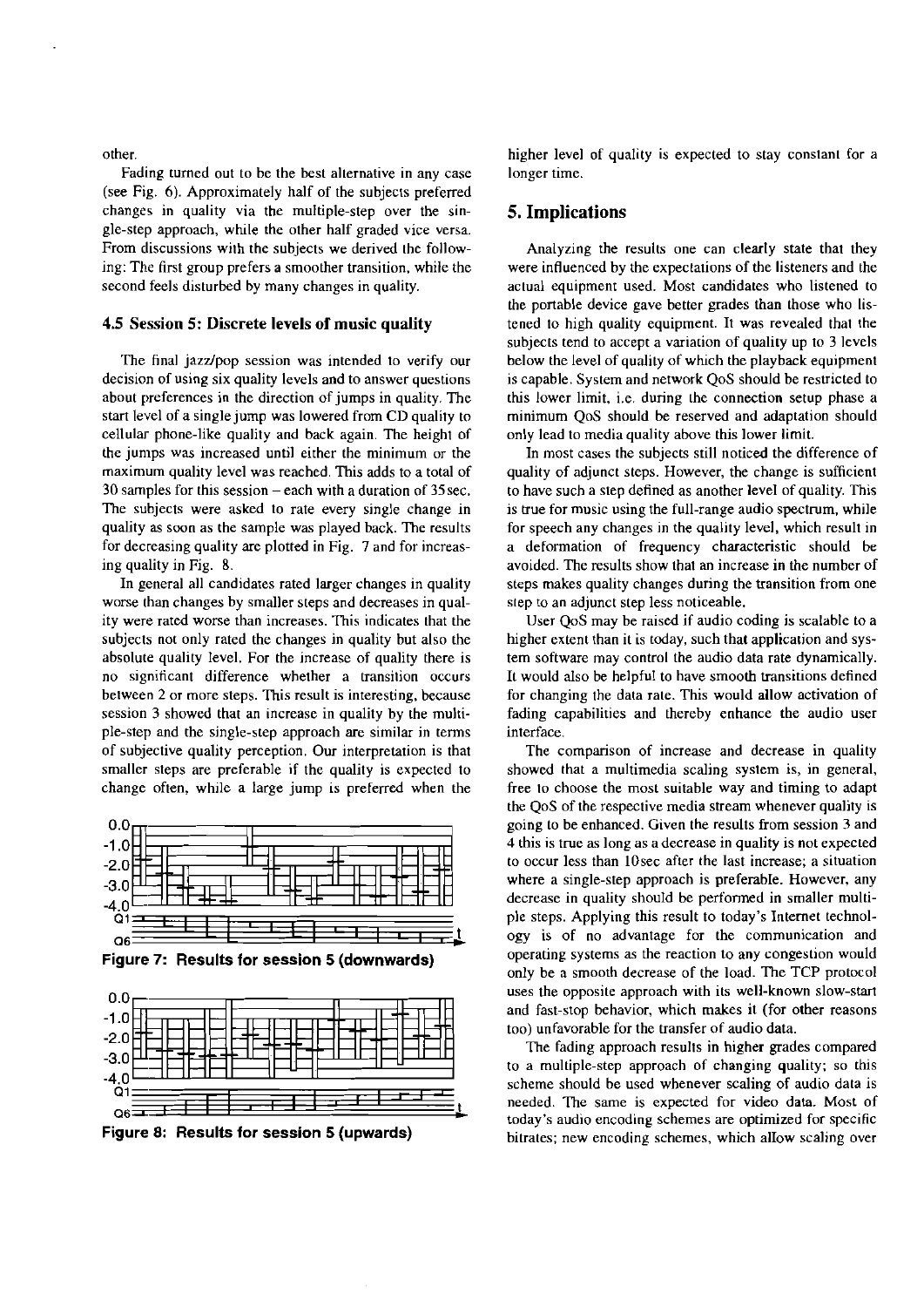other.

Fading turned out to be the best alternative in any case (see Fig. 6). Approximately half of the subjects preferred changes in quality via the multiple-step over the single-step approach, while the other half graded vice versa. From discussions with the subjects we derived the following: The first group prefers a smoother transition, while the second feels disturbed by many changes in quality.

### 4.5 Session 5: Discrete levels of music quality

The final jazz/pop session was intended to verify our decision of using six quality levels and to answer questions about preferences in the direction of jumps in quality. The start level of a single jump was lowered from CD quality to cellular phone-like quality and back again. The height of the jumps was increased until either the minimum or the maximum quality level was reached. This adds to a total of 30 samples for this session – each with a duration of 35 sec. The subjects were asked to rate every single change in quality as soon as the sample was played back. The results for decreasing quality are plotted in Fig. 7 and for increasing quality in Fig. 8.

In general all candidates rated larger changes in quality worse than changes by smaller steps and decreases in quality were rated worse than increases. This indicates that the subjects not only rated the changes in quality but also the absolute quality level. For the increase of quality there is no significant difference whether a transition occurs between 2 or more steps. This result is interesting, because session 3 showed that an increase in quality by the multiple-step and the single-step approach are similar in terms of subjective quality perception. Our interpretation is that smaller steps are preferable if the quality is expected to change often, while a large jump is preferred when the higher level of quality is expected to stay constant for a longer time.

**Figure 7: Results for session 5 (downwards)**

**Figure 8: Results for session 5 (upwards)**

## 5. Implications

Analyzing the results one can clearly state that they were influenced by the expectations of the listeners and the actual equipment used. Most candidates who listened to the portable device gave better grades than those who listened to high quality equipment. It was revealed that the subjects tend to accept a variation of quality up to 3 levels below the level of quality of which the playback equipment is capable. System and network QoS should be restricted to this lower limit, i.e. during the connection setup phase a minimum QoS should be reserved and adaptation should only lead to media quality above this lower limit.

In most cases the subjects still noticed the difference of quality of adjunct steps. However, the change is sufficient to have such a step defined as another level of quality. This is true for music using the full-range audio spectrum, while for speech any changes in the quality level, which result in a deformation of frequency characteristic should be avoided. The results show that an increase in the number of steps makes quality changes during the transition from one step to an adjunct step less noticeable.

User QoS may be raised if audio coding is scalable to a higher extent than it is today, such that application and system software may control the audio data rate dynamically. It would also be helpful to have smooth transitions defined for changing the data rate. This would allow activation of fading capabilities and thereby enhance the audio user interface.

The comparison of increase and decrease in quality showed that a multimedia scaling system is, in general, free to choose the most suitable way and timing to adapt the QoS of the respective media stream whenever quality is going to be enhanced. Given the results from session 3 and 4 this is true as long as a decrease in quality is not expected to occur less than 10 sec after the last increase; a situation where a single-step approach is preferable. However, any decrease in quality should be performed in smaller multiple steps. Applying this result to today's Internet technology is of no advantage for the communication and operating systems as the reaction to any congestion would only be a smooth decrease of the load. The TCP protocol uses the opposite approach with its well-known slow-start and fast-stop behavior, which makes it (for other reasons too) unfavorable for the transfer of audio data.

The fading approach results in higher grades compared to a multiple-step approach of changing quality; so this scheme should be used whenever scaling of audio data is needed. The same is expected for video data. Most of today's audio encoding schemes are optimized for specific bitrates; new encoding schemes, which allow scaling over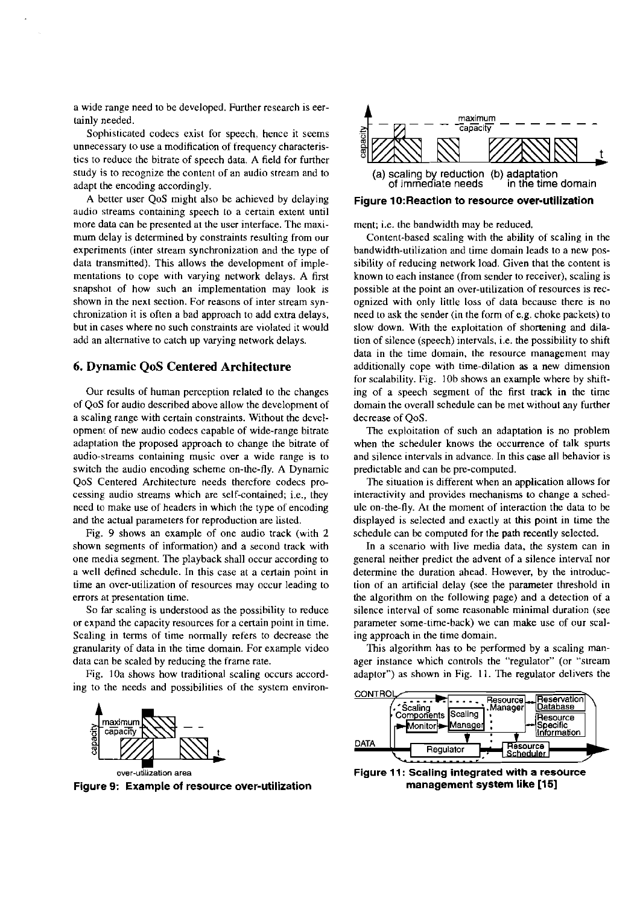a wide range need to be developed. Further research is certainly needed.

Sophisticated codecs exist for speech, hence it seems unnecessary to use a modification of frequency characteristics to reduce the bitrate of speech data. A field for further study is to recognize the content of an audio stream and to adapt the encoding accordingly.

A better user QoS might also be achieved by delaying audio streams containing speech to a certain extent until more data can be presented at the user interface. The maximum delay is determined by constraints resulting from our experiments (inter stream synchronization and the type of data transmitted). This allows the development of implementations to cope with varying network delays. A first snapshot of how such an implementation may look is shown in the next section. For reasons of inter stream synchronization it is often a bad approach to add extra delays, but in cases where no such constraints are violated it would add an alternative to catch up varying network delays.

## 6. Dynamic QoS Centered Architecture

Our results of human perception related to the changes of QoS for audio described above allow the development of a scaling range with certain constraints. Without the development of new audio codecs capable of wide-range bitrate adaptation the proposed approach to change the bitrate of audio-streams containing music over a wide range is to switch the audio encoding scheme on-the-fly. A Dynamic QoS Centered Architecture needs therefore codecs processing audio streams which are self-contained; i.e., they need to make use of headers in which the type of encoding and the actual parameters for reproduction are listed.

Fig. 9 shows an example of one audio track (with 2 shown segments of information) and a second track with one media segment. The playback shall occur according to a well defined schedule. In this case at a certain point in time an over-utilization of resources may occur leading to errors at presentation time.

So far scaling is understood as the possibility to reduce or expand the capacity resources for a certain point in time. Scaling in terms of time normally refers to decrease the granularity of data in the time domain. For example video data can be scaled by reducing the frame rate.

Fig. 10a shows how traditional scaling occurs according to the needs and possibilities of the system environment; i.e. the bandwidth may be reduced.

capacity
maximum capacity
t
over-utilization area

**Figure 9: Example of resource over-utilization**

capacity
maximum capacity
t
(a) scaling by reduction of immediate needs (b) adaptation in the time domain

**Figure 10: Reaction to resource over-utilization**

Content-based scaling with the ability of scaling in the bandwidth-utilization and time domain leads to a new possibility of reducing network load. Given that the content is known to each instance (from sender to receiver), scaling is possible at the point an over-utilization of resources is recognized with only little loss of data because there is no need to ask the sender (in the form of e.g. choke packets) to slow down. With the exploitation of shortening and dilation of silence (speech) intervals, i.e. the possibility to shift data in the time domain, the resource management may additionally cope with time-dilation as a new dimension for scalability. Fig. 10b shows an example where by shifting of a speech segment of the first track in the time domain the overall schedule can be met without any further decrease of QoS.

The exploitation of such an adaptation is no problem when the scheduler knows the occurrence of talk spurts and silence intervals in advance. In this case all behavior is predictable and can be pre-computed.

The situation is different when an application allows for interactivity and provides mechanisms to change a schedule on-the-fly. At the moment of interaction the data to be displayed is selected and exactly at this point in time the schedule can be computed for the path recently selected.

In a scenario with live media data, the system can in general neither predict the advent of a silence interval nor determine the duration ahead. However, by the introduction of an artificial delay (see the parameter threshold in the algorithm on the following page) and a detection of a silence interval of some reasonable minimal duration (see parameter some-time-back) we can make use of our scaling approach in the time domain.

This algorithm has to be performed by a scaling manager instance which controls the "regulator" (or "stream adaptor") as shown in Fig. 11. The regulator delivers the

CONTROL
Scaling Components
Scaling Manager
Monitor
Resource Manager
Reservation Database
Resource Specific Information
DATA
Regulator
Resource Scheduler

**Figure 11: Scaling integrated with a resource management system like [15]**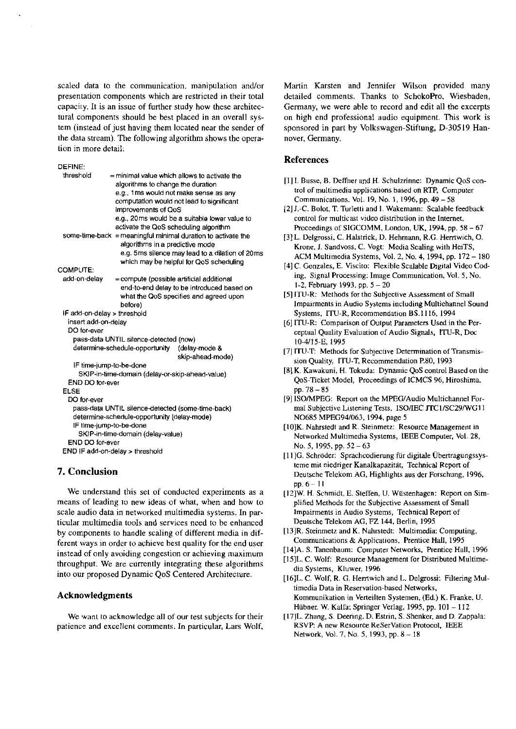scaled data to the communication, manipulation and/or presentation components which are restricted in their total capacity. It is an issue of further study how these architectural components should be best placed in an overall system (instead of just having them located near the sender of the data stream). The following algorithm shows the operation in more detail:

```
DEFINE:
  threshold        = minimal value which allows to activate the
                     algorithms to change the duration
                     e.g., 1ms would not make sense as any
                     computation would not lead to significant
                     improvements of QoS
                     e.g., 20ms would be a suitable lower value to
                     activate the QoS scheduling algorithm
  some-time-back   = meaningful minimal duration to activate the
                     algorithms in a predictive mode
                     e.g. 5ms silence may lead to a dilation of 20ms
                     which may be helpful for QoS scheduling
COMPUTE:
  add-on-delay     = compute (possible artificial additional
                     end-to-end delay to be introduced based on
                     what the QoS specifies and agreed upon
                     before)
IF add-on-delay > threshold
  insert add-on-delay
  DO for-ever
    pass-data UNTIL silence-detected (now)
    determine-schedule-opportunity   (delay-mode &
                                      skip-ahead-mode)
    IF time-jump-to-be-done
      SKIP-in-time-domain (delay-or-skip-ahead-value)
  END DO for-ever
ELSE
  DO for-ever
    pass-data UNTIL silence-detected (some-time-back)
    determine-schedule-opportunity (delay-mode)
    IF time-jump-to-be-done
      SKIP-in-time-domain (delay-value)
  END DO for-ever
END IF add-on-delay > threshold
```

## 7. Conclusion

We understand this set of conducted experiments as a means of leading to new ideas of what, when and how to scale audio data in networked multimedia systems. In particular multimedia tools and services need to be enhanced by components to handle scaling of different media in different ways in order to achieve best quality for the end user instead of only avoiding congestion or achieving maximum throughput. We are currently integrating these algorithms into our proposed Dynamic QoS Centered Architecture.

### Acknowledgments

We want to acknowledge all of our test subjects for their patience and excellent comments. In particular, Lars Wolf, Martin Karsten and Jennifer Wilson provided many detailed comments. Thanks to SchokoPro, Wiesbaden, Germany, we were able to record and edit all the excerpts on high end professional audio equipment. This work is sponsored in part by Volkswagen-Stiftung, D-30519 Hannover, Germany.

### References

[1] I. Busse, B. Deffner and H. Schulzrinne: Dynamic QoS control of multimedia applications based on RTP, Computer Communications, Vol. 19, No. 1, 1996, pp. 49 – 58

[2] J.-C. Bolot, T. Turletti and I. Wakemann: Scalable feedback control for multicast video distribution in the Internet, Proceedings of SIGCOMM, London, UK, 1994, pp. 58 – 67

[3] L. Delgrossi, C. Halstrick, D. Hehmann, R.G. Herrtwich, O. Krone, J. Sandvoss, C. Vogt: Media Scaling with HeiTS, ACM Multimedia Systems, Vol. 2, No. 4, 1994, pp. 172 – 180

[4] C. Gonzales, E. Viscito: Flexible Scalable Digital Video Coding, Signal Processing: Image Communication, Vol. 5, No. 1-2, February 1993, pp. 5 – 20

[5] ITU-R: Methods for the Subjective Assessment of Small Impairments in Audio Systems including Multichannel Sound Systems, ITU-R, Recommendation BS.1116, 1994

[6] ITU-R: Comparison of Output Parameters Used in the Perceptual Quality Evaluation of Audio Signals, ITU-R, Doc 10-4/15-E, 1995

[7] ITU-T: Methods for Subjective Determination of Transmission Quality, ITU-T, Recommendation P.80, 1993

[8] K. Kawakuni, H. Tokuda: Dynamic QoS control Based on the QoS-Ticket Model, Proceedings of ICMCS 96, Hiroshima, pp. 78 – 85

[9] ISO/MPEG: Report on the MPEG/Audio Multichannel Formal Subjective Listening Tests, ISO/IEC JTC1/SC29/WG11 NO685 MPEG94/063, 1994, page 5

[10] K. Nahrstedt and R. Steinmetz: Resource Management in Networked Multimedia Systems, IEEE Computer, Vol. 28, No. 5, 1995, pp. 52 – 63

[11] G. Schröder: Sprachcodierung für digitale Übertragungssysteme mit niedriger Kanalkapazität, Technical Report of Deutsche Telekom AG, Highlights aus der Forschung, 1996, pp. 6 – 11

[12] W. H. Schmidt, E. Steffen, U. Wüstenhagen: Report on Simplified Methods for the Subjective Assessment of Small Impairments in Audio Systems, Technical Report of Deutsche Telekom AG, FZ 144, Berlin, 1995

[13] R. Steinmetz and K. Nahrstedt: Multimedia: Computing, Communications & Applications, Prentice Hall, 1995

[14] A. S. Tanenbaum: Computer Networks, Prentice Hall, 1996

[15] L. C. Wolf: Resource Management for Distributed Multimedia Systems, Kluwer, 1996

[16] L. C. Wolf, R. G. Herrtwich and L. Delgrossi: Filtering Multimedia Data in Reservation-based Networks, Kommunikation in Verteilten Systemen, (Ed.) K. Franke, U. Hübner, W. Kalfa; Springer Verlag, 1995, pp. 101 – 112

[17] L. Zhang, S. Deering, D. Estrin, S. Shenker, and D. Zappala: RSVP: A new Resource ReSerVation Protocol, IEEE Network, Vol. 7, No. 5, 1993, pp. 8 – 18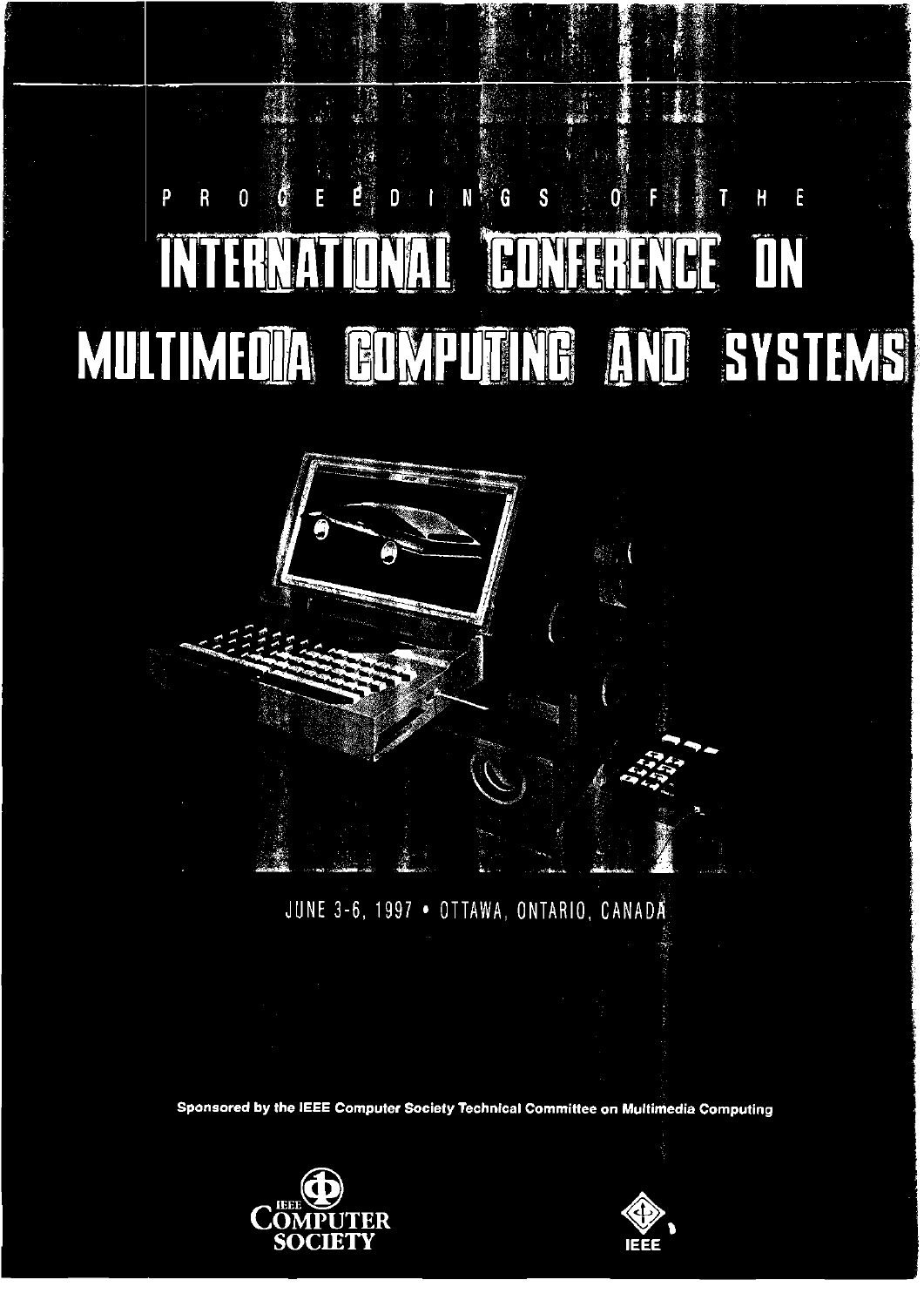PROCEEDINGS OF THE

# INTERNATIONAL CONFERENCE ON MULTIMEDIA COMPUTING AND SYSTEMS

JUNE 3-6, 1997 • OTTAWA, ONTARIO, CANADA

**Sponsored by the IEEE Computer Society Technical Committee on Multimedia Computing**

IEEE COMPUTER SOCIETY

IEEE